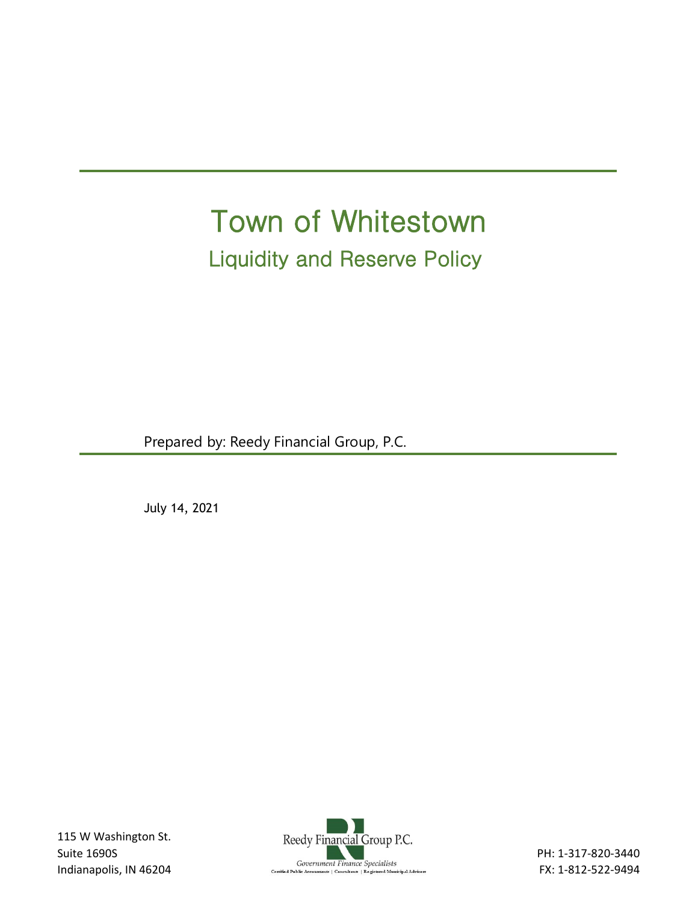# Town of Whitestown

## Liquidity and Reserve Policy

Prepared by: Reedy Financial Group, P.C.

July 14, 2021

115 W Washington St.
Suite 1690S
Indianapolis, IN 46204

Reedy Financial Group P.C.
*Government Finance Specialists*
Certified Public Accountants | Consultants | Registered Municipal Advisors

PH: 1-317-820-3440
FX: 1-812-522-9494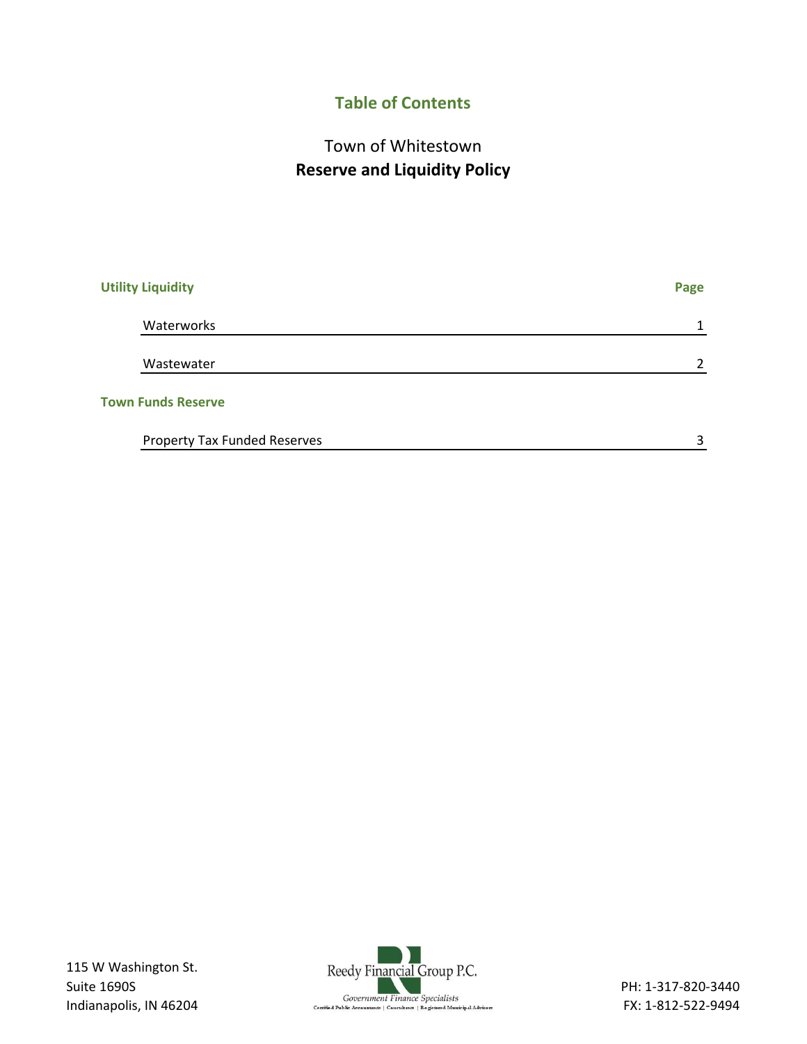## Table of Contents

Town of Whitestown

**Reserve and Liquidity Policy**

| | |
|---|---|
| **Utility Liquidity** | **Page** |
| Waterworks | 1 |
| Wastewater | 2 |
| **Town Funds Reserve** | |
| Property Tax Funded Reserves | 3 |

115 W Washington St.
Suite 1690S
Indianapolis, IN 46204

Reedy Financial Group P.C.
*Government Finance Specialists*
Certified Public Accountants | Consultants | Registered Municipal Advisors

PH: 1-317-820-3440
FX: 1-812-522-9494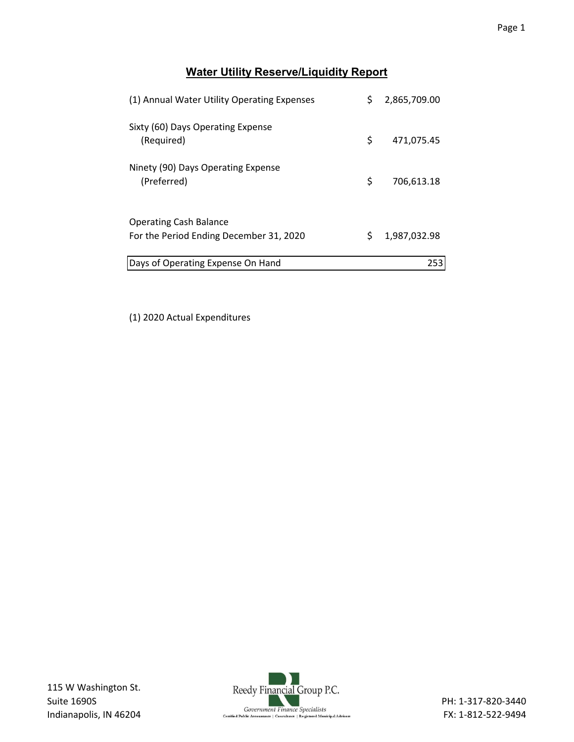## Water Utility Reserve/Liquidity Report

| | | |
|---|---|---|
| (1) Annual Water Utility Operating Expenses | $ | 2,865,709.00 |
| Sixty (60) Days Operating Expense (Required) | $ | 471,075.45 |
| Ninety (90) Days Operating Expense (Preferred) | $ | 706,613.18 |
| Operating Cash Balance For the Period Ending December 31, 2020 | $ | 1,987,032.98 |
| Days of Operating Expense On Hand | | 253 |

(1) 2020 Actual Expenditures

115 W Washington St.
Suite 1690S
Indianapolis, IN 46204

Reedy Financial Group P.C.
Government Finance Specialists
Certified Public Accountants | Consultants | Registered Municipal Advisors

PH: 1-317-820-3440
FX: 1-812-522-9494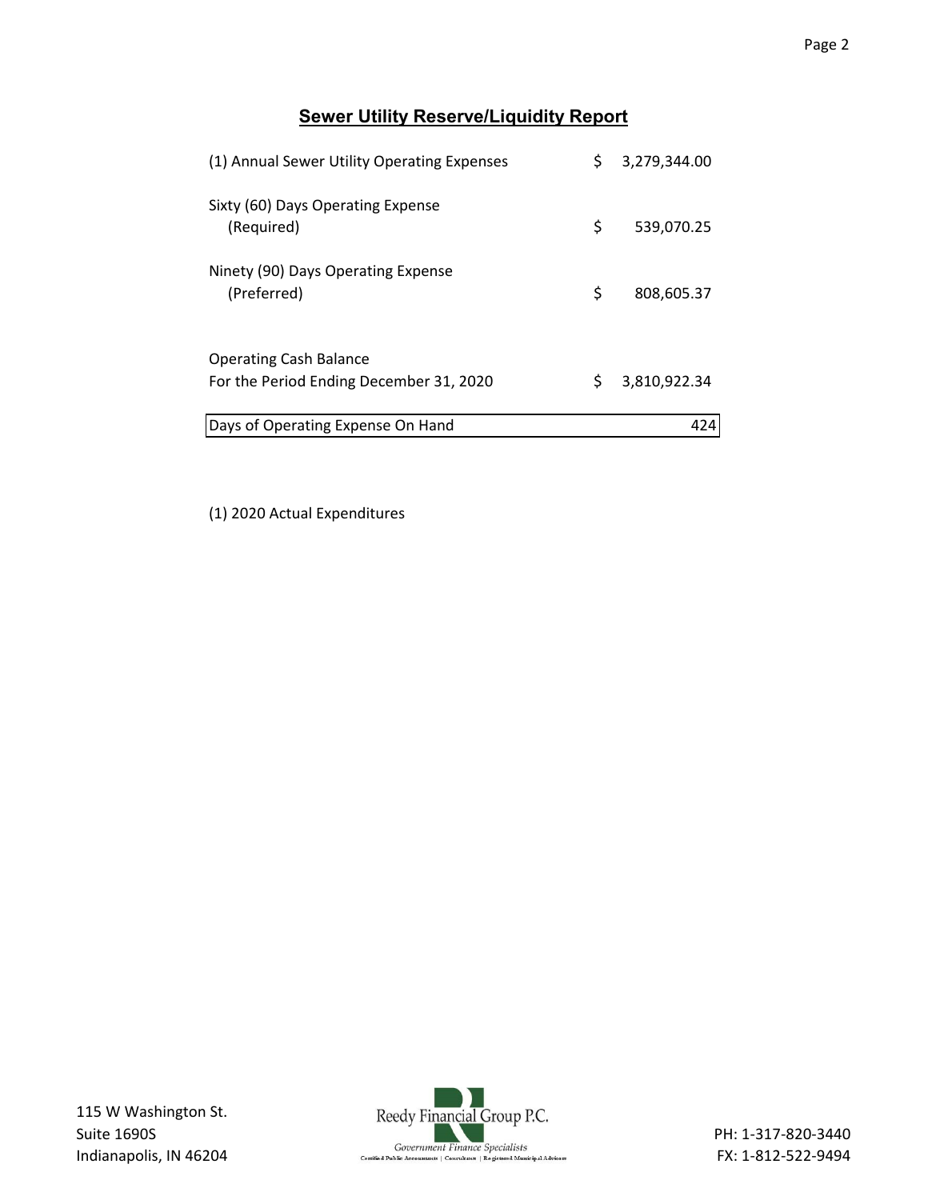## Sewer Utility Reserve/Liquidity Report

| | | |
|---|---|---|
| (1) Annual Sewer Utility Operating Expenses | $ | 3,279,344.00 |
| Sixty (60) Days Operating Expense (Required) | $ | 539,070.25 |
| Ninety (90) Days Operating Expense (Preferred) | $ | 808,605.37 |
| Operating Cash Balance For the Period Ending December 31, 2020 | $ | 3,810,922.34 |
| Days of Operating Expense On Hand | | 424 |

(1) 2020 Actual Expenditures

115 W Washington St.
Suite 1690S
Indianapolis, IN 46204

Reedy Financial Group P.C.
Government Finance Specialists
Certified Public Accountants | Consultants | Registered Municipal Advisors

PH: 1-317-820-3440
FX: 1-812-522-9494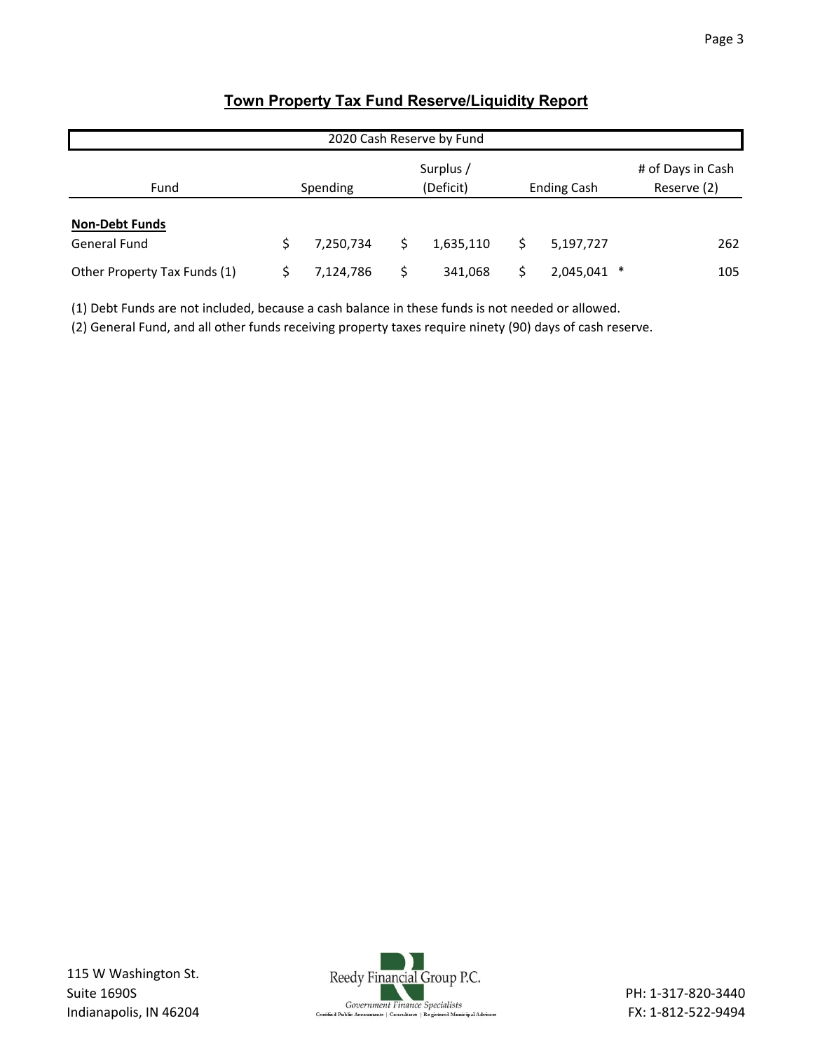## Town Property Tax Fund Reserve/Liquidity Report

| 2020 Cash Reserve by Fund | | | | |
|---|---|---|---|---|
| Fund | Spending | Surplus / (Deficit) | Ending Cash | # of Days in Cash Reserve (2) |
| **Non-Debt Funds** | | | | |
| General Fund | $ 7,250,734 | $ 1,635,110 | $ 5,197,727 | 262 |
| Other Property Tax Funds (1) | $ 7,124,786 | $ 341,068 | $ 2,045,041 * | 105 |

(1) Debt Funds are not included, because a cash balance in these funds is not needed or allowed.

(2) General Fund, and all other funds receiving property taxes require ninety (90) days of cash reserve.

115 W Washington St.
Suite 1690S
Indianapolis, IN 46204

Reedy Financial Group P.C.
Government Finance Specialists
Certified Public Accountants | Consultants | Registered Municipal Advisors

PH: 1-317-820-3440
FX: 1-812-522-9494